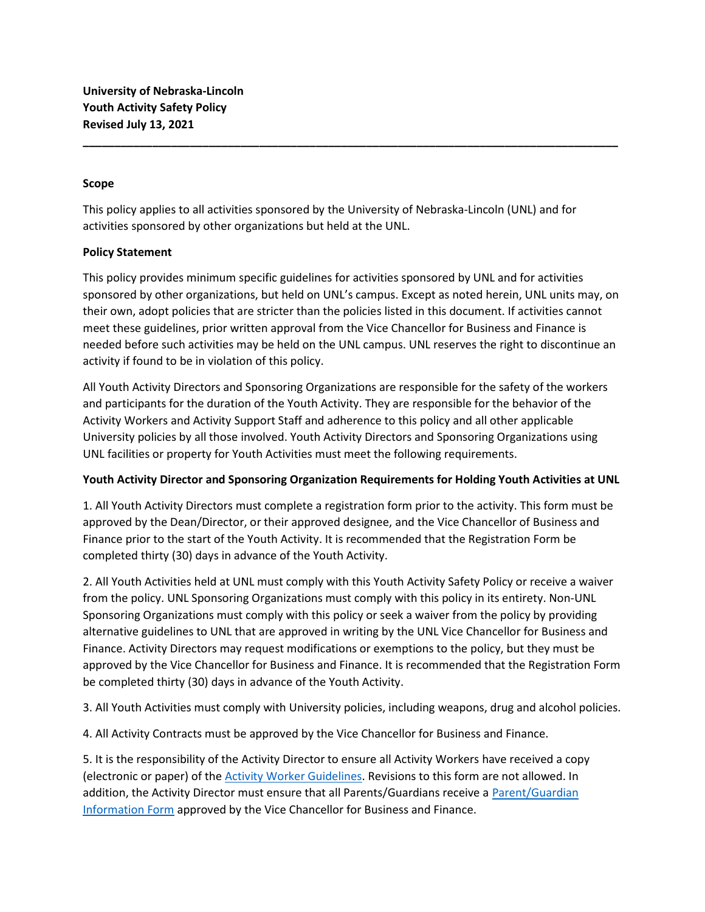**University of Nebraska-Lincoln**
**Youth Activity Safety Policy**
**Revised July 13, 2021**

---

### Scope

This policy applies to all activities sponsored by the University of Nebraska-Lincoln (UNL) and for activities sponsored by other organizations but held at the UNL.

### Policy Statement

This policy provides minimum specific guidelines for activities sponsored by UNL and for activities sponsored by other organizations, but held on UNL's campus. Except as noted herein, UNL units may, on their own, adopt policies that are stricter than the policies listed in this document. If activities cannot meet these guidelines, prior written approval from the Vice Chancellor for Business and Finance is needed before such activities may be held on the UNL campus. UNL reserves the right to discontinue an activity if found to be in violation of this policy.

All Youth Activity Directors and Sponsoring Organizations are responsible for the safety of the workers and participants for the duration of the Youth Activity. They are responsible for the behavior of the Activity Workers and Activity Support Staff and adherence to this policy and all other applicable University policies by all those involved. Youth Activity Directors and Sponsoring Organizations using UNL facilities or property for Youth Activities must meet the following requirements.

### Youth Activity Director and Sponsoring Organization Requirements for Holding Youth Activities at UNL

1. All Youth Activity Directors must complete a registration form prior to the activity. This form must be approved by the Dean/Director, or their approved designee, and the Vice Chancellor of Business and Finance prior to the start of the Youth Activity. It is recommended that the Registration Form be completed thirty (30) days in advance of the Youth Activity.

2. All Youth Activities held at UNL must comply with this Youth Activity Safety Policy or receive a waiver from the policy. UNL Sponsoring Organizations must comply with this policy in its entirety. Non-UNL Sponsoring Organizations must comply with this policy or seek a waiver from the policy by providing alternative guidelines to UNL that are approved in writing by the UNL Vice Chancellor for Business and Finance. Activity Directors may request modifications or exemptions to the policy, but they must be approved by the Vice Chancellor for Business and Finance. It is recommended that the Registration Form be completed thirty (30) days in advance of the Youth Activity.

3. All Youth Activities must comply with University policies, including weapons, drug and alcohol policies.

4. All Activity Contracts must be approved by the Vice Chancellor for Business and Finance.

5. It is the responsibility of the Activity Director to ensure all Activity Workers have received a copy (electronic or paper) of the Activity Worker Guidelines. Revisions to this form are not allowed. In addition, the Activity Director must ensure that all Parents/Guardians receive a Parent/Guardian Information Form approved by the Vice Chancellor for Business and Finance.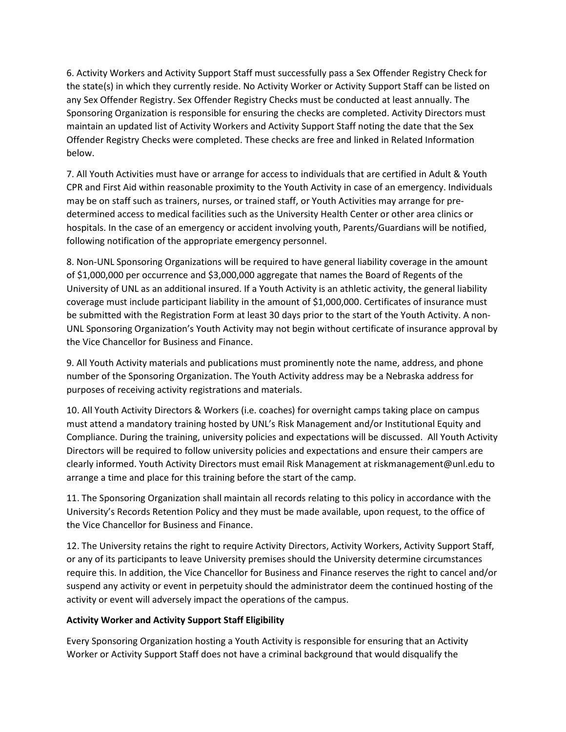6. Activity Workers and Activity Support Staff must successfully pass a Sex Offender Registry Check for the state(s) in which they currently reside. No Activity Worker or Activity Support Staff can be listed on any Sex Offender Registry. Sex Offender Registry Checks must be conducted at least annually. The Sponsoring Organization is responsible for ensuring the checks are completed. Activity Directors must maintain an updated list of Activity Workers and Activity Support Staff noting the date that the Sex Offender Registry Checks were completed. These checks are free and linked in Related Information below.

7. All Youth Activities must have or arrange for access to individuals that are certified in Adult & Youth CPR and First Aid within reasonable proximity to the Youth Activity in case of an emergency. Individuals may be on staff such as trainers, nurses, or trained staff, or Youth Activities may arrange for pre-determined access to medical facilities such as the University Health Center or other area clinics or hospitals. In the case of an emergency or accident involving youth, Parents/Guardians will be notified, following notification of the appropriate emergency personnel.

8. Non-UNL Sponsoring Organizations will be required to have general liability coverage in the amount of $1,000,000 per occurrence and $3,000,000 aggregate that names the Board of Regents of the University of UNL as an additional insured. If a Youth Activity is an athletic activity, the general liability coverage must include participant liability in the amount of $1,000,000. Certificates of insurance must be submitted with the Registration Form at least 30 days prior to the start of the Youth Activity. A non-UNL Sponsoring Organization's Youth Activity may not begin without certificate of insurance approval by the Vice Chancellor for Business and Finance.

9. All Youth Activity materials and publications must prominently note the name, address, and phone number of the Sponsoring Organization. The Youth Activity address may be a Nebraska address for purposes of receiving activity registrations and materials.

10. All Youth Activity Directors & Workers (i.e. coaches) for overnight camps taking place on campus must attend a mandatory training hosted by UNL's Risk Management and/or Institutional Equity and Compliance. During the training, university policies and expectations will be discussed. All Youth Activity Directors will be required to follow university policies and expectations and ensure their campers are clearly informed. Youth Activity Directors must email Risk Management at riskmanagement@unl.edu to arrange a time and place for this training before the start of the camp.

11. The Sponsoring Organization shall maintain all records relating to this policy in accordance with the University's Records Retention Policy and they must be made available, upon request, to the office of the Vice Chancellor for Business and Finance.

12. The University retains the right to require Activity Directors, Activity Workers, Activity Support Staff, or any of its participants to leave University premises should the University determine circumstances require this. In addition, the Vice Chancellor for Business and Finance reserves the right to cancel and/or suspend any activity or event in perpetuity should the administrator deem the continued hosting of the activity or event will adversely impact the operations of the campus.

**Activity Worker and Activity Support Staff Eligibility**

Every Sponsoring Organization hosting a Youth Activity is responsible for ensuring that an Activity Worker or Activity Support Staff does not have a criminal background that would disqualify the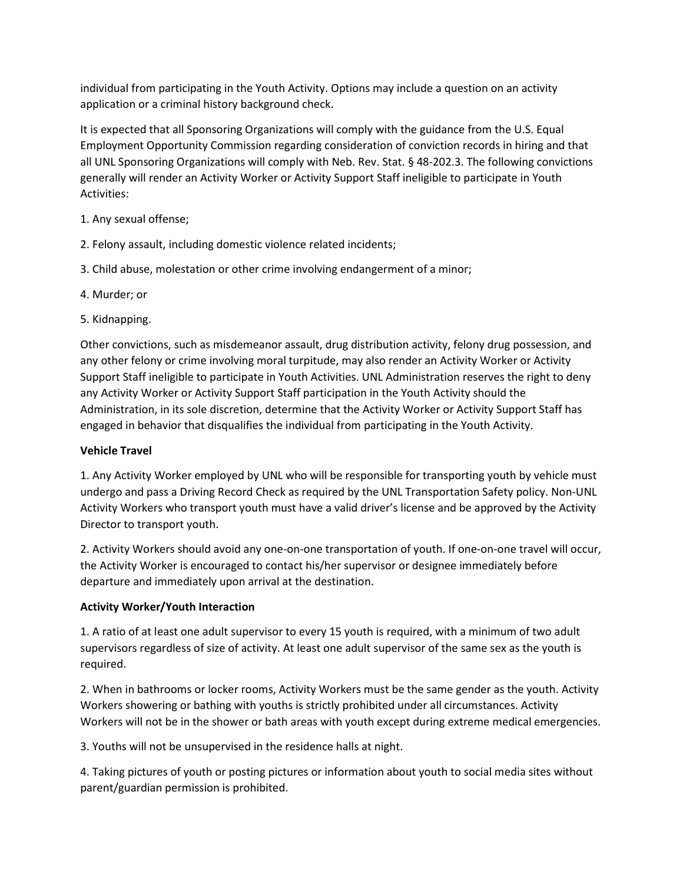individual from participating in the Youth Activity. Options may include a question on an activity application or a criminal history background check.

It is expected that all Sponsoring Organizations will comply with the guidance from the U.S. Equal Employment Opportunity Commission regarding consideration of conviction records in hiring and that all UNL Sponsoring Organizations will comply with Neb. Rev. Stat. § 48-202.3. The following convictions generally will render an Activity Worker or Activity Support Staff ineligible to participate in Youth Activities:

1. Any sexual offense;

2. Felony assault, including domestic violence related incidents;

3. Child abuse, molestation or other crime involving endangerment of a minor;

4. Murder; or

5. Kidnapping.

Other convictions, such as misdemeanor assault, drug distribution activity, felony drug possession, and any other felony or crime involving moral turpitude, may also render an Activity Worker or Activity Support Staff ineligible to participate in Youth Activities. UNL Administration reserves the right to deny any Activity Worker or Activity Support Staff participation in the Youth Activity should the Administration, in its sole discretion, determine that the Activity Worker or Activity Support Staff has engaged in behavior that disqualifies the individual from participating in the Youth Activity.

**Vehicle Travel**

1. Any Activity Worker employed by UNL who will be responsible for transporting youth by vehicle must undergo and pass a Driving Record Check as required by the UNL Transportation Safety policy. Non-UNL Activity Workers who transport youth must have a valid driver's license and be approved by the Activity Director to transport youth.

2. Activity Workers should avoid any one-on-one transportation of youth. If one-on-one travel will occur, the Activity Worker is encouraged to contact his/her supervisor or designee immediately before departure and immediately upon arrival at the destination.

**Activity Worker/Youth Interaction**

1. A ratio of at least one adult supervisor to every 15 youth is required, with a minimum of two adult supervisors regardless of size of activity. At least one adult supervisor of the same sex as the youth is required.

2. When in bathrooms or locker rooms, Activity Workers must be the same gender as the youth. Activity Workers showering or bathing with youths is strictly prohibited under all circumstances. Activity Workers will not be in the shower or bath areas with youth except during extreme medical emergencies.

3. Youths will not be unsupervised in the residence halls at night.

4. Taking pictures of youth or posting pictures or information about youth to social media sites without parent/guardian permission is prohibited.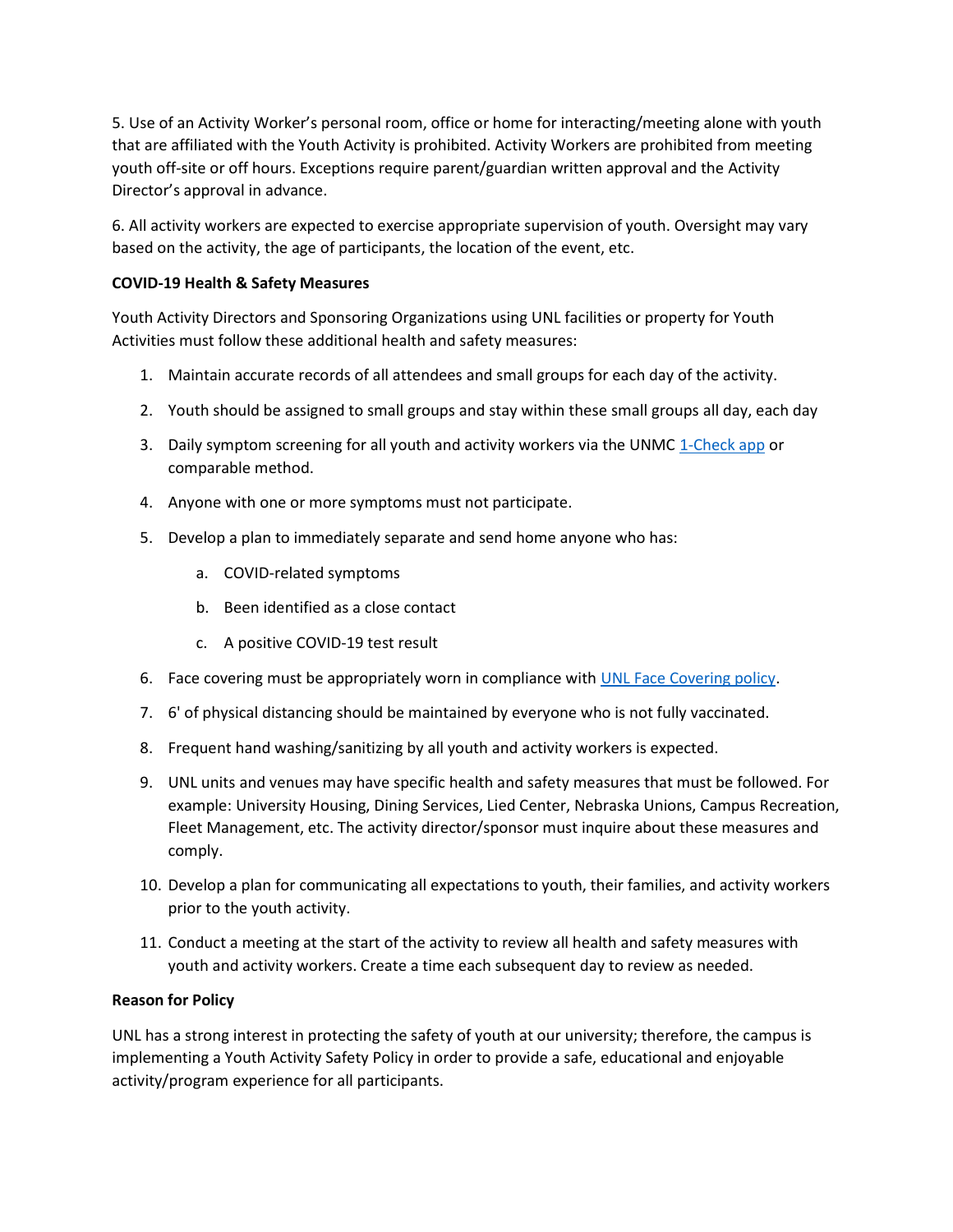5. Use of an Activity Worker's personal room, office or home for interacting/meeting alone with youth that are affiliated with the Youth Activity is prohibited. Activity Workers are prohibited from meeting youth off-site or off hours. Exceptions require parent/guardian written approval and the Activity Director's approval in advance.

6. All activity workers are expected to exercise appropriate supervision of youth. Oversight may vary based on the activity, the age of participants, the location of the event, etc.

**COVID-19 Health & Safety Measures**

Youth Activity Directors and Sponsoring Organizations using UNL facilities or property for Youth Activities must follow these additional health and safety measures:

1. Maintain accurate records of all attendees and small groups for each day of the activity.
2. Youth should be assigned to small groups and stay within these small groups all day, each day
3. Daily symptom screening for all youth and activity workers via the UNMC 1-Check app or comparable method.
4. Anyone with one or more symptoms must not participate.
5. Develop a plan to immediately separate and send home anyone who has:
    a. COVID-related symptoms
    b. Been identified as a close contact
    c. A positive COVID-19 test result
6. Face covering must be appropriately worn in compliance with UNL Face Covering policy.
7. 6' of physical distancing should be maintained by everyone who is not fully vaccinated.
8. Frequent hand washing/sanitizing by all youth and activity workers is expected.
9. UNL units and venues may have specific health and safety measures that must be followed. For example: University Housing, Dining Services, Lied Center, Nebraska Unions, Campus Recreation, Fleet Management, etc. The activity director/sponsor must inquire about these measures and comply.
10. Develop a plan for communicating all expectations to youth, their families, and activity workers prior to the youth activity.
11. Conduct a meeting at the start of the activity to review all health and safety measures with youth and activity workers. Create a time each subsequent day to review as needed.

**Reason for Policy**

UNL has a strong interest in protecting the safety of youth at our university; therefore, the campus is implementing a Youth Activity Safety Policy in order to provide a safe, educational and enjoyable activity/program experience for all participants.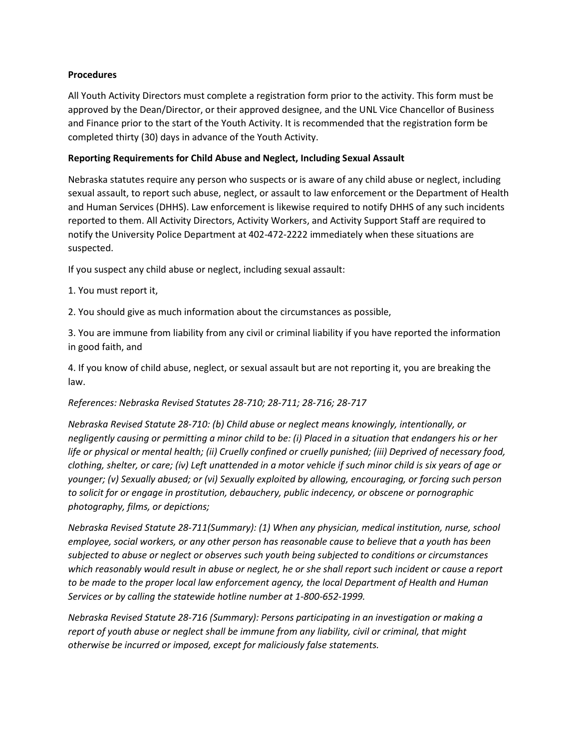**Procedures**

All Youth Activity Directors must complete a registration form prior to the activity. This form must be approved by the Dean/Director, or their approved designee, and the UNL Vice Chancellor of Business and Finance prior to the start of the Youth Activity. It is recommended that the registration form be completed thirty (30) days in advance of the Youth Activity.

**Reporting Requirements for Child Abuse and Neglect, Including Sexual Assault**

Nebraska statutes require any person who suspects or is aware of any child abuse or neglect, including sexual assault, to report such abuse, neglect, or assault to law enforcement or the Department of Health and Human Services (DHHS). Law enforcement is likewise required to notify DHHS of any such incidents reported to them. All Activity Directors, Activity Workers, and Activity Support Staff are required to notify the University Police Department at 402-472-2222 immediately when these situations are suspected.

If you suspect any child abuse or neglect, including sexual assault:

1. You must report it,

2. You should give as much information about the circumstances as possible,

3. You are immune from liability from any civil or criminal liability if you have reported the information in good faith, and

4. If you know of child abuse, neglect, or sexual assault but are not reporting it, you are breaking the law.

*References: Nebraska Revised Statutes 28-710; 28-711; 28-716; 28-717*

*Nebraska Revised Statute 28-710: (b) Child abuse or neglect means knowingly, intentionally, or negligently causing or permitting a minor child to be: (i) Placed in a situation that endangers his or her life or physical or mental health; (ii) Cruelly confined or cruelly punished; (iii) Deprived of necessary food, clothing, shelter, or care; (iv) Left unattended in a motor vehicle if such minor child is six years of age or younger; (v) Sexually abused; or (vi) Sexually exploited by allowing, encouraging, or forcing such person to solicit for or engage in prostitution, debauchery, public indecency, or obscene or pornographic photography, films, or depictions;*

*Nebraska Revised Statute 28-711(Summary): (1) When any physician, medical institution, nurse, school employee, social workers, or any other person has reasonable cause to believe that a youth has been subjected to abuse or neglect or observes such youth being subjected to conditions or circumstances which reasonably would result in abuse or neglect, he or she shall report such incident or cause a report to be made to the proper local law enforcement agency, the local Department of Health and Human Services or by calling the statewide hotline number at 1-800-652-1999.*

*Nebraska Revised Statute 28-716 (Summary): Persons participating in an investigation or making a report of youth abuse or neglect shall be immune from any liability, civil or criminal, that might otherwise be incurred or imposed, except for maliciously false statements.*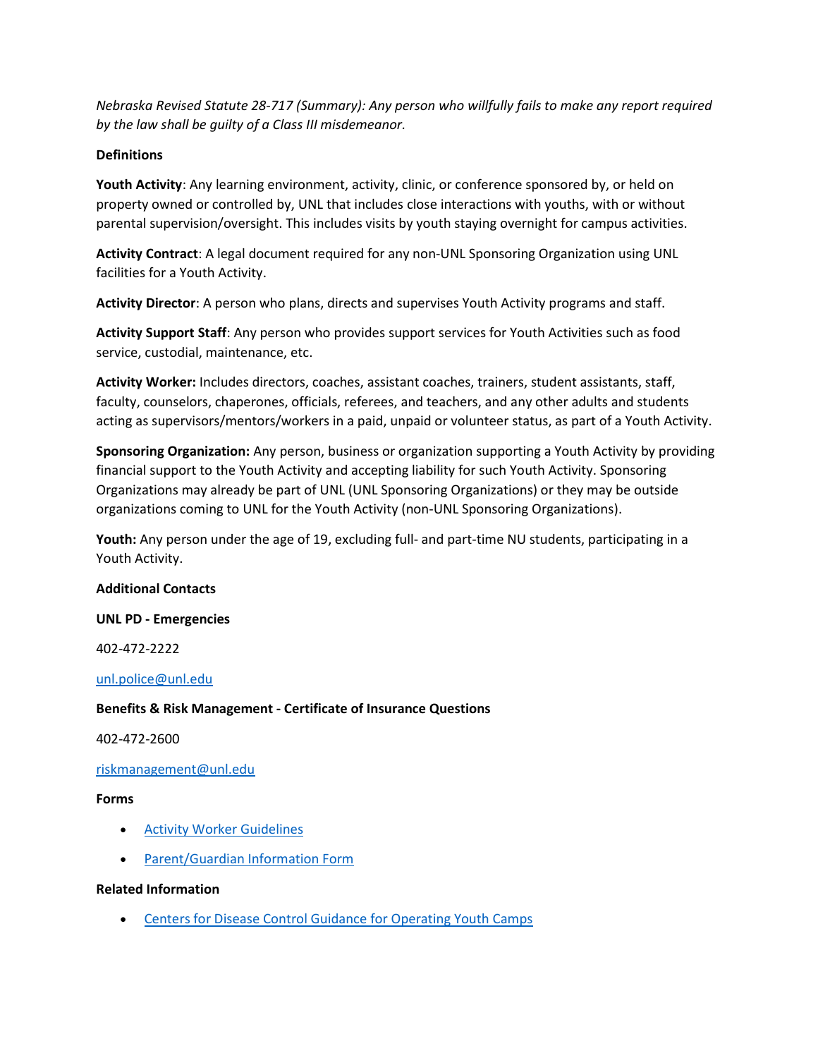*Nebraska Revised Statute 28-717 (Summary): Any person who willfully fails to make any report required by the law shall be guilty of a Class III misdemeanor.*

**Definitions**

**Youth Activity**: Any learning environment, activity, clinic, or conference sponsored by, or held on property owned or controlled by, UNL that includes close interactions with youths, with or without parental supervision/oversight. This includes visits by youth staying overnight for campus activities.

**Activity Contract**: A legal document required for any non-UNL Sponsoring Organization using UNL facilities for a Youth Activity.

**Activity Director**: A person who plans, directs and supervises Youth Activity programs and staff.

**Activity Support Staff**: Any person who provides support services for Youth Activities such as food service, custodial, maintenance, etc.

**Activity Worker:** Includes directors, coaches, assistant coaches, trainers, student assistants, staff, faculty, counselors, chaperones, officials, referees, and teachers, and any other adults and students acting as supervisors/mentors/workers in a paid, unpaid or volunteer status, as part of a Youth Activity.

**Sponsoring Organization:** Any person, business or organization supporting a Youth Activity by providing financial support to the Youth Activity and accepting liability for such Youth Activity. Sponsoring Organizations may already be part of UNL (UNL Sponsoring Organizations) or they may be outside organizations coming to UNL for the Youth Activity (non-UNL Sponsoring Organizations).

**Youth:** Any person under the age of 19, excluding full- and part-time NU students, participating in a Youth Activity.

**Additional Contacts**

**UNL PD - Emergencies**

402-472-2222

unl.police@unl.edu

**Benefits & Risk Management - Certificate of Insurance Questions**

402-472-2600

riskmanagement@unl.edu

**Forms**

- Activity Worker Guidelines
- Parent/Guardian Information Form

**Related Information**

- Centers for Disease Control Guidance for Operating Youth Camps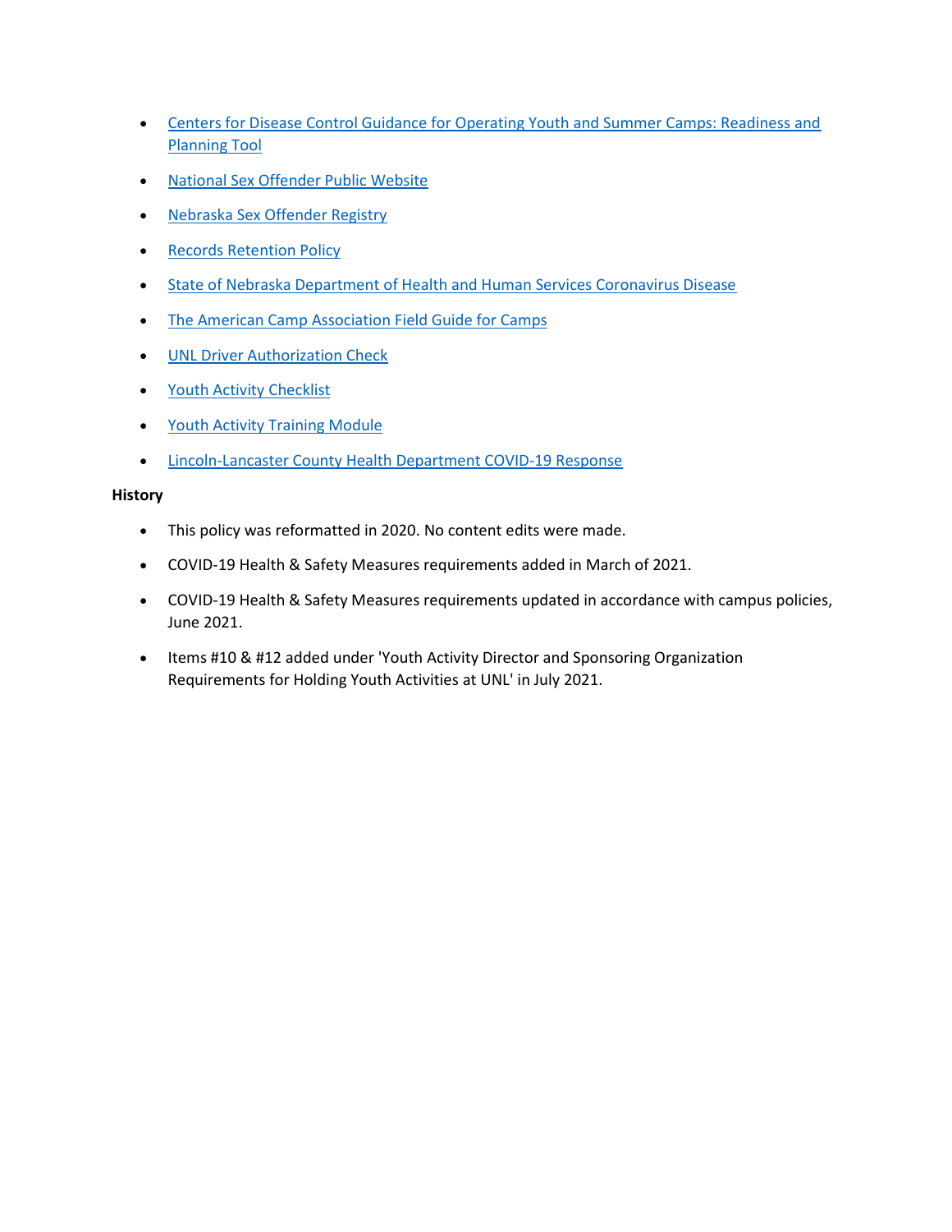- Centers for Disease Control Guidance for Operating Youth and Summer Camps: Readiness and Planning Tool
- National Sex Offender Public Website
- Nebraska Sex Offender Registry
- Records Retention Policy
- State of Nebraska Department of Health and Human Services Coronavirus Disease
- The American Camp Association Field Guide for Camps
- UNL Driver Authorization Check
- Youth Activity Checklist
- Youth Activity Training Module
- Lincoln-Lancaster County Health Department COVID-19 Response

**History**

- This policy was reformatted in 2020. No content edits were made.
- COVID-19 Health & Safety Measures requirements added in March of 2021.
- COVID-19 Health & Safety Measures requirements updated in accordance with campus policies, June 2021.
- Items #10 & #12 added under 'Youth Activity Director and Sponsoring Organization Requirements for Holding Youth Activities at UNL' in July 2021.